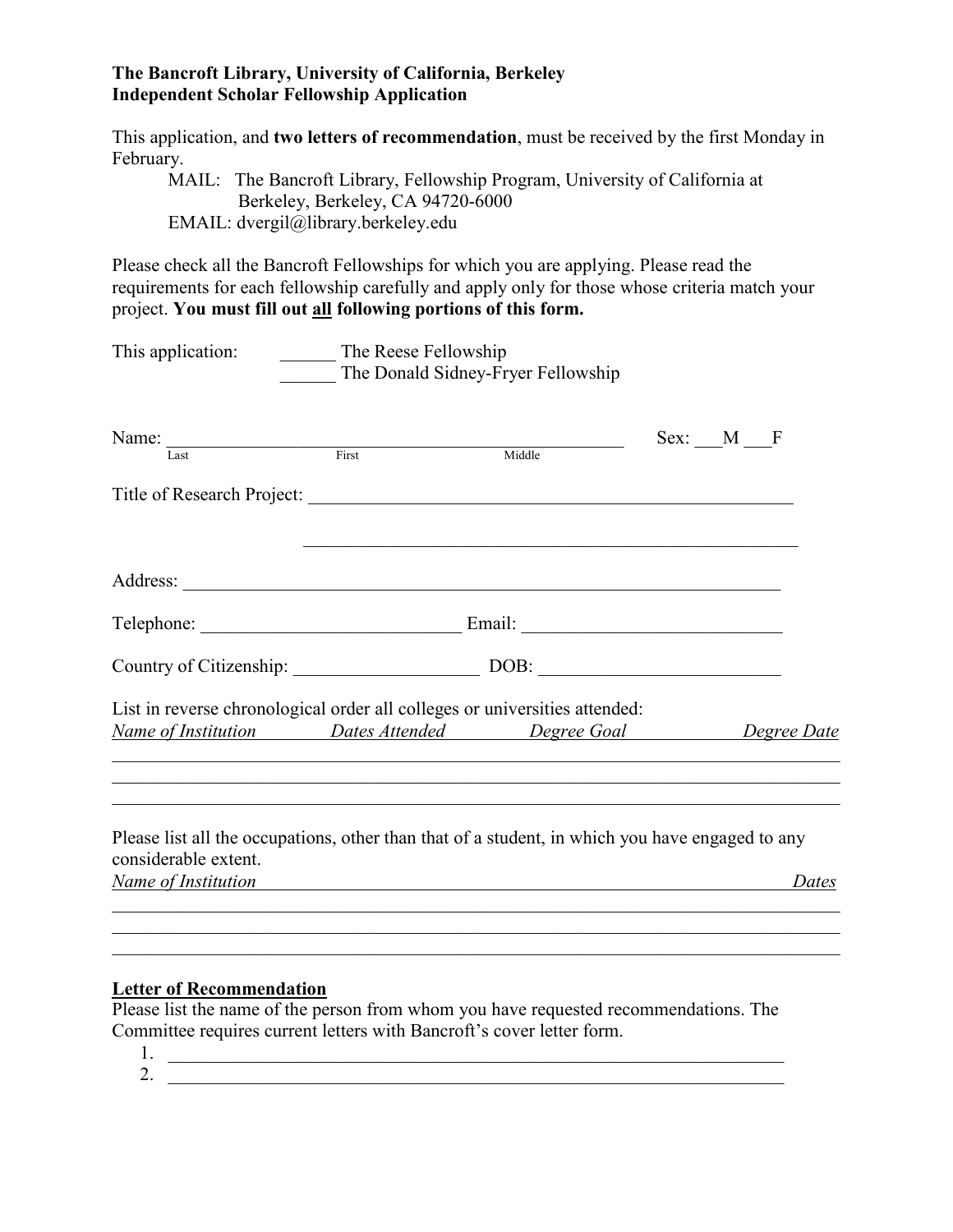**The Bancroft Library, University of California, Berkeley**
**Independent Scholar Fellowship Application**

This application, and **two letters of recommendation**, must be received by the first Monday in February.

MAIL: The Bancroft Library, Fellowship Program, University of California at Berkeley, Berkeley, CA 94720-6000
EMAIL: dvergil@library.berkeley.edu

Please check all the Bancroft Fellowships for which you are applying. Please read the requirements for each fellowship carefully and apply only for those whose criteria match your project. **You must fill out all following portions of this form.**

This application: ______ The Reese Fellowship
______ The Donald Sidney-Fryer Fellowship

Name: ________________________________________________ Sex: ___M ___F
Last First Middle

Title of Research Project: ______________________________________________________

______________________________________________________

Address: ______________________________________________________________

Telephone: ___________________________ Email: ___________________________

Country of Citizenship: ____________________ DOB: _________________________

List in reverse chronological order all colleges or universities attended:

*Name of Institution* *Dates Attended* *Degree Goal* *Degree Date*

______________________________________________________________________________
______________________________________________________________________________
______________________________________________________________________________

Please list all the occupations, other than that of a student, in which you have engaged to any considerable extent.

*Name of Institution* *Dates*

______________________________________________________________________________
______________________________________________________________________________
______________________________________________________________________________

**Letter of Recommendation**

Please list the name of the person from whom you have requested recommendations. The Committee requires current letters with Bancroft's cover letter form.

1. ______________________________________________________________________
2. ______________________________________________________________________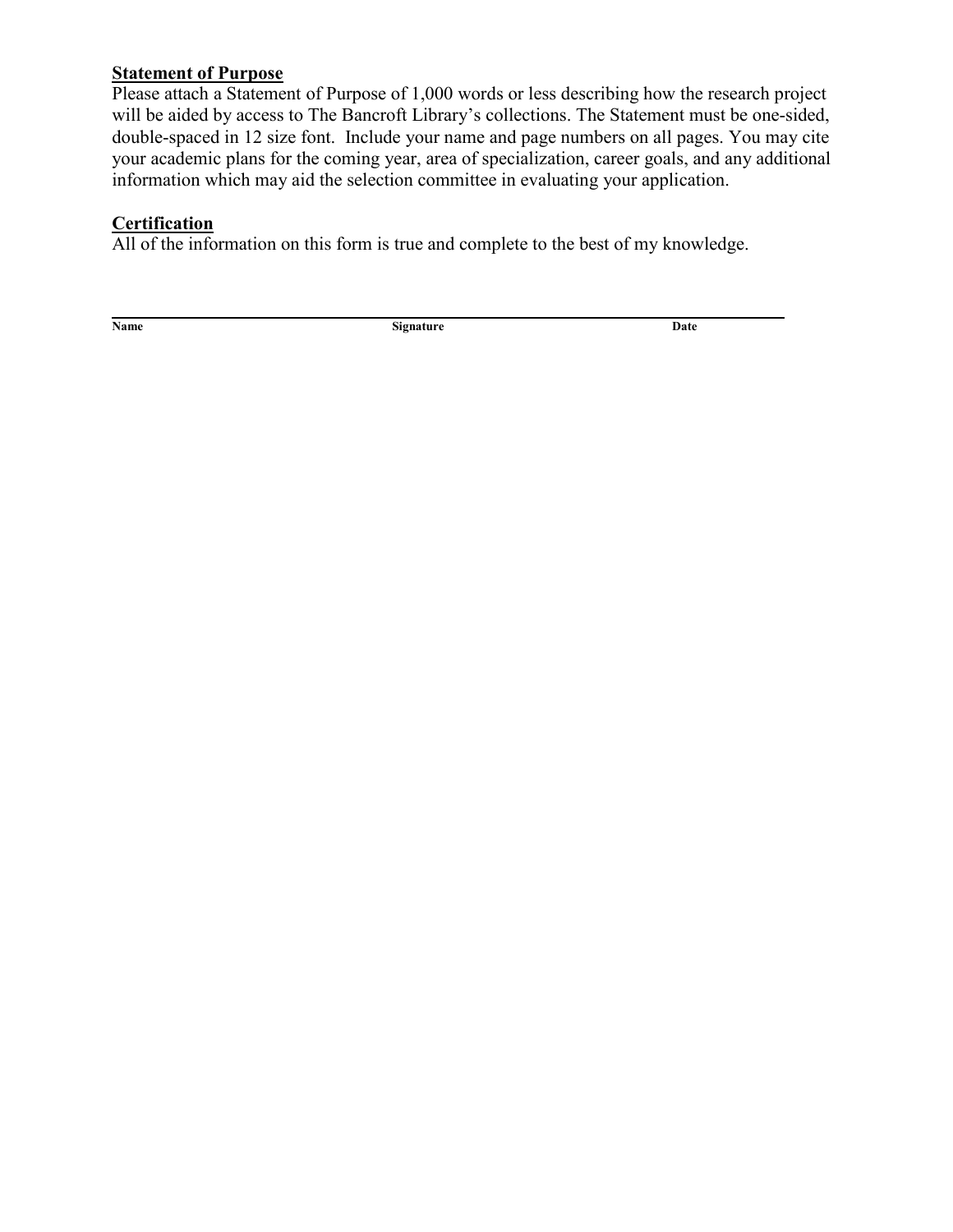**Statement of Purpose**

Please attach a Statement of Purpose of 1,000 words or less describing how the research project will be aided by access to The Bancroft Library's collections. The Statement must be one-sided, double-spaced in 12 size font. Include your name and page numbers on all pages. You may cite your academic plans for the coming year, area of specialization, career goals, and any additional information which may aid the selection committee in evaluating your application.

**Certification**

All of the information on this form is true and complete to the best of my knowledge.

______________________________________________________________________

**Name** **Signature** **Date**